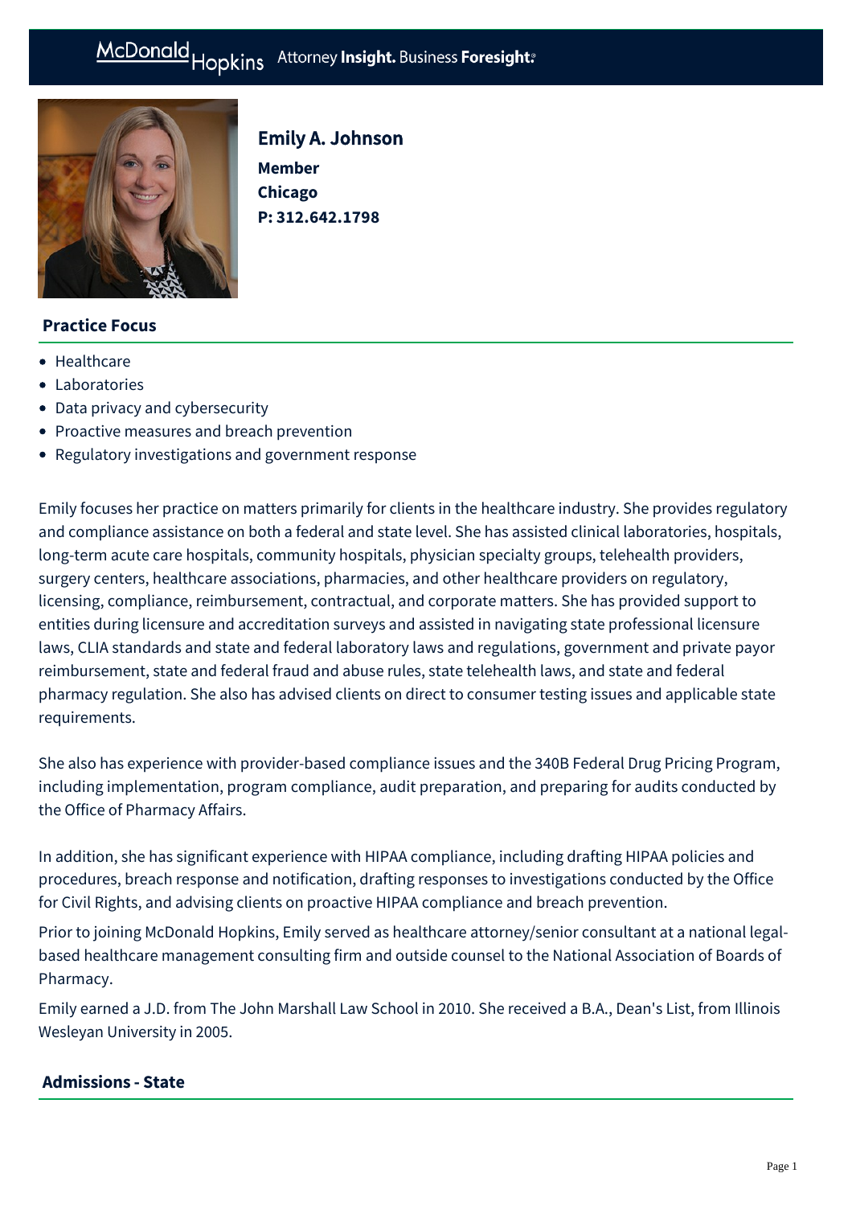# Emily A. Johnson

**Member**
**Chicago**
**P: 312.642.1798**

## Practice Focus

- Healthcare
- Laboratories
- Data privacy and cybersecurity
- Proactive measures and breach prevention
- Regulatory investigations and government response

Emily focuses her practice on matters primarily for clients in the healthcare industry. She provides regulatory and compliance assistance on both a federal and state level. She has assisted clinical laboratories, hospitals, long-term acute care hospitals, community hospitals, physician specialty groups, telehealth providers, surgery centers, healthcare associations, pharmacies, and other healthcare providers on regulatory, licensing, compliance, reimbursement, contractual, and corporate matters. She has provided support to entities during licensure and accreditation surveys and assisted in navigating state professional licensure laws, CLIA standards and state and federal laboratory laws and regulations, government and private payor reimbursement, state and federal fraud and abuse rules, state telehealth laws, and state and federal pharmacy regulation. She also has advised clients on direct to consumer testing issues and applicable state requirements.

She also has experience with provider-based compliance issues and the 340B Federal Drug Pricing Program, including implementation, program compliance, audit preparation, and preparing for audits conducted by the Office of Pharmacy Affairs.

In addition, she has significant experience with HIPAA compliance, including drafting HIPAA policies and procedures, breach response and notification, drafting responses to investigations conducted by the Office for Civil Rights, and advising clients on proactive HIPAA compliance and breach prevention.

Prior to joining McDonald Hopkins, Emily served as healthcare attorney/senior consultant at a national legal-based healthcare management consulting firm and outside counsel to the National Association of Boards of Pharmacy.

Emily earned a J.D. from The John Marshall Law School in 2010. She received a B.A., Dean's List, from Illinois Wesleyan University in 2005.

## Admissions - State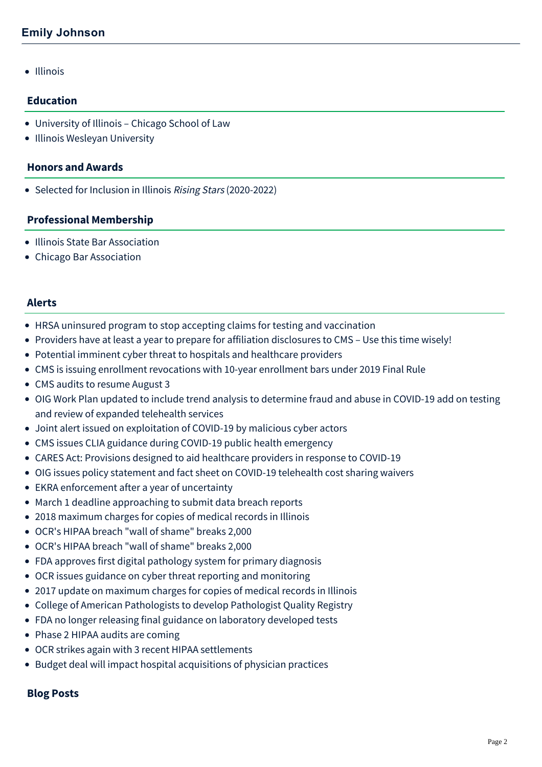## Emily Johnson

- Illinois

### Education

- University of Illinois – Chicago School of Law
- Illinois Wesleyan University

### Honors and Awards

- Selected for Inclusion in Illinois *Rising Stars* (2020-2022)

### Professional Membership

- Illinois State Bar Association
- Chicago Bar Association

### Alerts

- HRSA uninsured program to stop accepting claims for testing and vaccination
- Providers have at least a year to prepare for affiliation disclosures to CMS – Use this time wisely!
- Potential imminent cyber threat to hospitals and healthcare providers
- CMS is issuing enrollment revocations with 10-year enrollment bars under 2019 Final Rule
- CMS audits to resume August 3
- OIG Work Plan updated to include trend analysis to determine fraud and abuse in COVID-19 add on testing and review of expanded telehealth services
- Joint alert issued on exploitation of COVID-19 by malicious cyber actors
- CMS issues CLIA guidance during COVID-19 public health emergency
- CARES Act: Provisions designed to aid healthcare providers in response to COVID-19
- OIG issues policy statement and fact sheet on COVID-19 telehealth cost sharing waivers
- EKRA enforcement after a year of uncertainty
- March 1 deadline approaching to submit data breach reports
- 2018 maximum charges for copies of medical records in Illinois
- OCR's HIPAA breach "wall of shame" breaks 2,000
- OCR's HIPAA breach "wall of shame" breaks 2,000
- FDA approves first digital pathology system for primary diagnosis
- OCR issues guidance on cyber threat reporting and monitoring
- 2017 update on maximum charges for copies of medical records in Illinois
- College of American Pathologists to develop Pathologist Quality Registry
- FDA no longer releasing final guidance on laboratory developed tests
- Phase 2 HIPAA audits are coming
- OCR strikes again with 3 recent HIPAA settlements
- Budget deal will impact hospital acquisitions of physician practices

### Blog Posts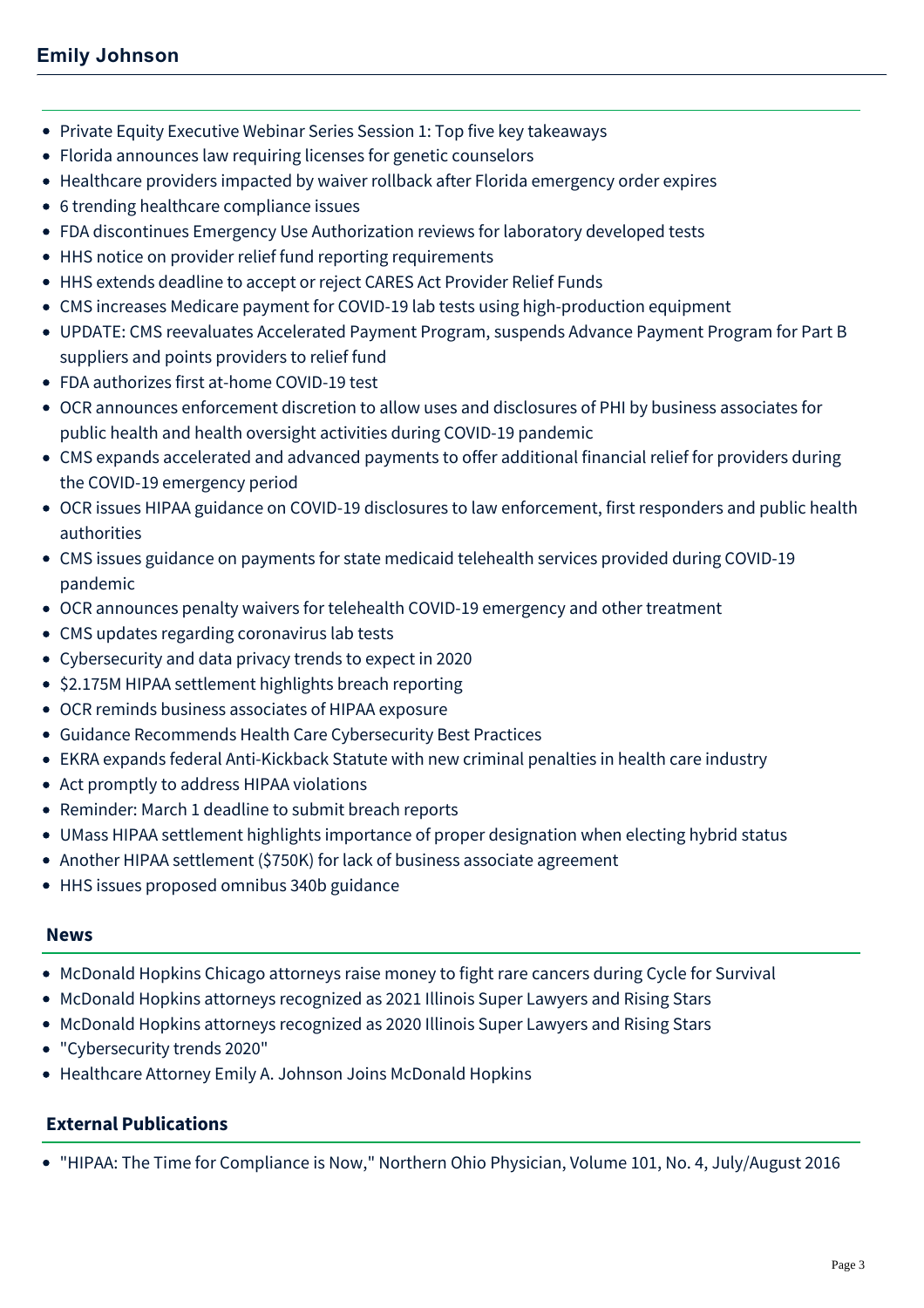- Private Equity Executive Webinar Series Session 1: Top five key takeaways
- Florida announces law requiring licenses for genetic counselors
- Healthcare providers impacted by waiver rollback after Florida emergency order expires
- 6 trending healthcare compliance issues
- FDA discontinues Emergency Use Authorization reviews for laboratory developed tests
- HHS notice on provider relief fund reporting requirements
- HHS extends deadline to accept or reject CARES Act Provider Relief Funds
- CMS increases Medicare payment for COVID-19 lab tests using high-production equipment
- UPDATE: CMS reevaluates Accelerated Payment Program, suspends Advance Payment Program for Part B suppliers and points providers to relief fund
- FDA authorizes first at-home COVID-19 test
- OCR announces enforcement discretion to allow uses and disclosures of PHI by business associates for public health and health oversight activities during COVID-19 pandemic
- CMS expands accelerated and advanced payments to offer additional financial relief for providers during the COVID-19 emergency period
- OCR issues HIPAA guidance on COVID-19 disclosures to law enforcement, first responders and public health authorities
- CMS issues guidance on payments for state medicaid telehealth services provided during COVID-19 pandemic
- OCR announces penalty waivers for telehealth COVID-19 emergency and other treatment
- CMS updates regarding coronavirus lab tests
- Cybersecurity and data privacy trends to expect in 2020
- $2.175M HIPAA settlement highlights breach reporting
- OCR reminds business associates of HIPAA exposure
- Guidance Recommends Health Care Cybersecurity Best Practices
- EKRA expands federal Anti-Kickback Statute with new criminal penalties in health care industry
- Act promptly to address HIPAA violations
- Reminder: March 1 deadline to submit breach reports
- UMass HIPAA settlement highlights importance of proper designation when electing hybrid status
- Another HIPAA settlement ($750K) for lack of business associate agreement
- HHS issues proposed omnibus 340b guidance

## News

- McDonald Hopkins Chicago attorneys raise money to fight rare cancers during Cycle for Survival
- McDonald Hopkins attorneys recognized as 2021 Illinois Super Lawyers and Rising Stars
- McDonald Hopkins attorneys recognized as 2020 Illinois Super Lawyers and Rising Stars
- "Cybersecurity trends 2020"
- Healthcare Attorney Emily A. Johnson Joins McDonald Hopkins

## External Publications

- "HIPAA: The Time for Compliance is Now," Northern Ohio Physician, Volume 101, No. 4, July/August 2016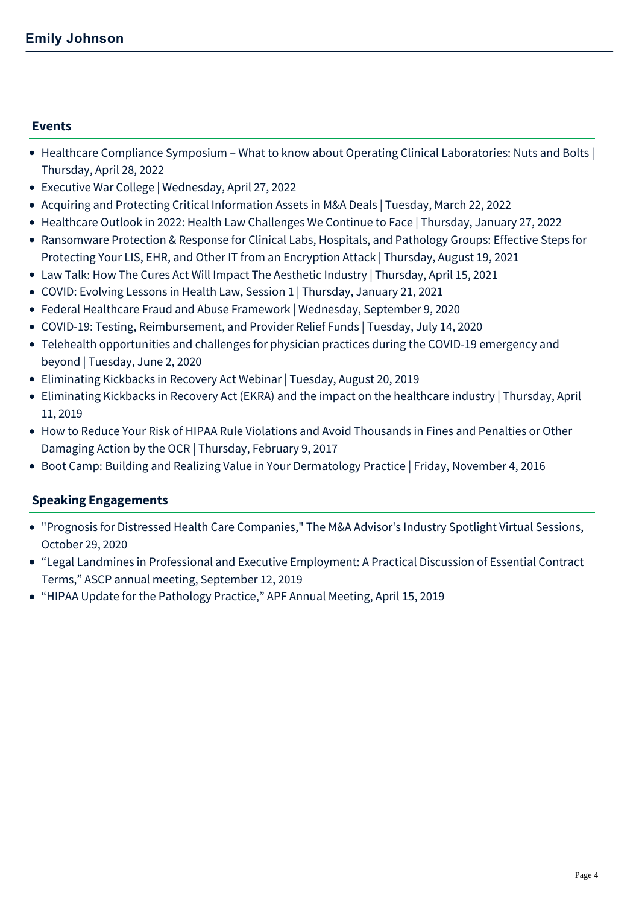## Events

- Healthcare Compliance Symposium – What to know about Operating Clinical Laboratories: Nuts and Bolts | Thursday, April 28, 2022
- Executive War College | Wednesday, April 27, 2022
- Acquiring and Protecting Critical Information Assets in M&A Deals | Tuesday, March 22, 2022
- Healthcare Outlook in 2022: Health Law Challenges We Continue to Face | Thursday, January 27, 2022
- Ransomware Protection & Response for Clinical Labs, Hospitals, and Pathology Groups: Effective Steps for Protecting Your LIS, EHR, and Other IT from an Encryption Attack | Thursday, August 19, 2021
- Law Talk: How The Cures Act Will Impact The Aesthetic Industry | Thursday, April 15, 2021
- COVID: Evolving Lessons in Health Law, Session 1 | Thursday, January 21, 2021
- Federal Healthcare Fraud and Abuse Framework | Wednesday, September 9, 2020
- COVID-19: Testing, Reimbursement, and Provider Relief Funds | Tuesday, July 14, 2020
- Telehealth opportunities and challenges for physician practices during the COVID-19 emergency and beyond | Tuesday, June 2, 2020
- Eliminating Kickbacks in Recovery Act Webinar | Tuesday, August 20, 2019
- Eliminating Kickbacks in Recovery Act (EKRA) and the impact on the healthcare industry | Thursday, April 11, 2019
- How to Reduce Your Risk of HIPAA Rule Violations and Avoid Thousands in Fines and Penalties or Other Damaging Action by the OCR | Thursday, February 9, 2017
- Boot Camp: Building and Realizing Value in Your Dermatology Practice | Friday, November 4, 2016

## Speaking Engagements

- "Prognosis for Distressed Health Care Companies," The M&A Advisor's Industry Spotlight Virtual Sessions, October 29, 2020
- "Legal Landmines in Professional and Executive Employment: A Practical Discussion of Essential Contract Terms," ASCP annual meeting, September 12, 2019
- "HIPAA Update for the Pathology Practice," APF Annual Meeting, April 15, 2019